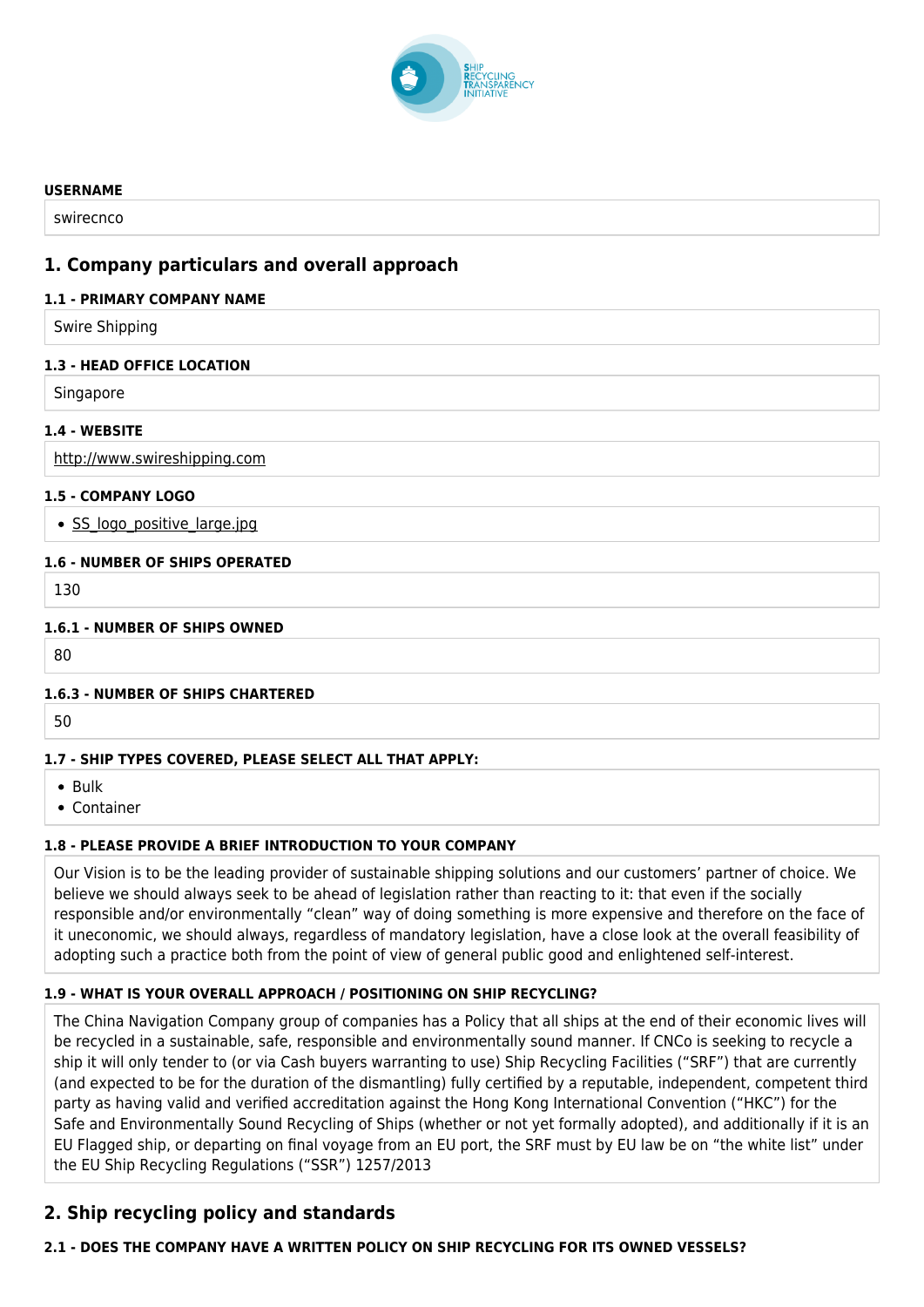**USERNAME**

swirecnco

## 1. Company particulars and overall approach

### 1.1 - PRIMARY COMPANY NAME

Swire Shipping

### 1.3 - HEAD OFFICE LOCATION

Singapore

### 1.4 - WEBSITE

http://www.swireshipping.com

### 1.5 - COMPANY LOGO

- SS_logo_positive_large.jpg

### 1.6 - NUMBER OF SHIPS OPERATED

130

### 1.6.1 - NUMBER OF SHIPS OWNED

80

### 1.6.3 - NUMBER OF SHIPS CHARTERED

50

### 1.7 - SHIP TYPES COVERED, PLEASE SELECT ALL THAT APPLY:

- Bulk
- Container

### 1.8 - PLEASE PROVIDE A BRIEF INTRODUCTION TO YOUR COMPANY

Our Vision is to be the leading provider of sustainable shipping solutions and our customers' partner of choice. We believe we should always seek to be ahead of legislation rather than reacting to it: that even if the socially responsible and/or environmentally "clean" way of doing something is more expensive and therefore on the face of it uneconomic, we should always, regardless of mandatory legislation, have a close look at the overall feasibility of adopting such a practice both from the point of view of general public good and enlightened self-interest.

### 1.9 - WHAT IS YOUR OVERALL APPROACH / POSITIONING ON SHIP RECYCLING?

The China Navigation Company group of companies has a Policy that all ships at the end of their economic lives will be recycled in a sustainable, safe, responsible and environmentally sound manner. If CNCo is seeking to recycle a ship it will only tender to (or via Cash buyers warranting to use) Ship Recycling Facilities ("SRF") that are currently (and expected to be for the duration of the dismantling) fully certified by a reputable, independent, competent third party as having valid and verified accreditation against the Hong Kong International Convention ("HKC") for the Safe and Environmentally Sound Recycling of Ships (whether or not yet formally adopted), and additionally if it is an EU Flagged ship, or departing on final voyage from an EU port, the SRF must by EU law be on "the white list" under the EU Ship Recycling Regulations ("SSR") 1257/2013

## 2. Ship recycling policy and standards

### 2.1 - DOES THE COMPANY HAVE A WRITTEN POLICY ON SHIP RECYCLING FOR ITS OWNED VESSELS?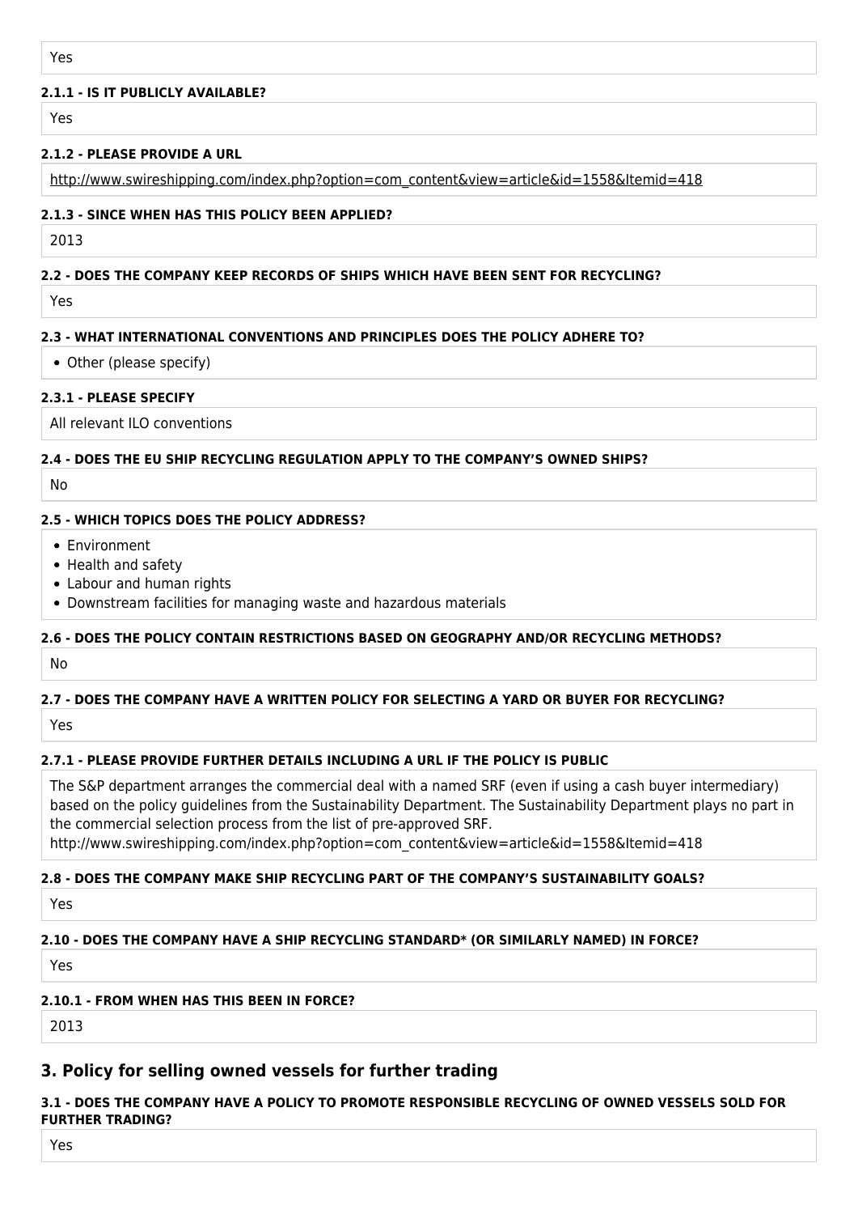Yes

**2.1.1 - IS IT PUBLICLY AVAILABLE?**

Yes

**2.1.2 - PLEASE PROVIDE A URL**

http://www.swireshipping.com/index.php?option=com_content&view=article&id=1558&Itemid=418

**2.1.3 - SINCE WHEN HAS THIS POLICY BEEN APPLIED?**

2013

**2.2 - DOES THE COMPANY KEEP RECORDS OF SHIPS WHICH HAVE BEEN SENT FOR RECYCLING?**

Yes

**2.3 - WHAT INTERNATIONAL CONVENTIONS AND PRINCIPLES DOES THE POLICY ADHERE TO?**

- Other (please specify)

**2.3.1 - PLEASE SPECIFY**

All relevant ILO conventions

**2.4 - DOES THE EU SHIP RECYCLING REGULATION APPLY TO THE COMPANY'S OWNED SHIPS?**

No

**2.5 - WHICH TOPICS DOES THE POLICY ADDRESS?**

- Environment
- Health and safety
- Labour and human rights
- Downstream facilities for managing waste and hazardous materials

**2.6 - DOES THE POLICY CONTAIN RESTRICTIONS BASED ON GEOGRAPHY AND/OR RECYCLING METHODS?**

No

**2.7 - DOES THE COMPANY HAVE A WRITTEN POLICY FOR SELECTING A YARD OR BUYER FOR RECYCLING?**

Yes

**2.7.1 - PLEASE PROVIDE FURTHER DETAILS INCLUDING A URL IF THE POLICY IS PUBLIC**

The S&P department arranges the commercial deal with a named SRF (even if using a cash buyer intermediary) based on the policy guidelines from the Sustainability Department. The Sustainability Department plays no part in the commercial selection process from the list of pre-approved SRF.
http://www.swireshipping.com/index.php?option=com_content&view=article&id=1558&Itemid=418

**2.8 - DOES THE COMPANY MAKE SHIP RECYCLING PART OF THE COMPANY'S SUSTAINABILITY GOALS?**

Yes

**2.10 - DOES THE COMPANY HAVE A SHIP RECYCLING STANDARD* (OR SIMILARLY NAMED) IN FORCE?**

Yes

**2.10.1 - FROM WHEN HAS THIS BEEN IN FORCE?**

2013

## 3. Policy for selling owned vessels for further trading

**3.1 - DOES THE COMPANY HAVE A POLICY TO PROMOTE RESPONSIBLE RECYCLING OF OWNED VESSELS SOLD FOR FURTHER TRADING?**

Yes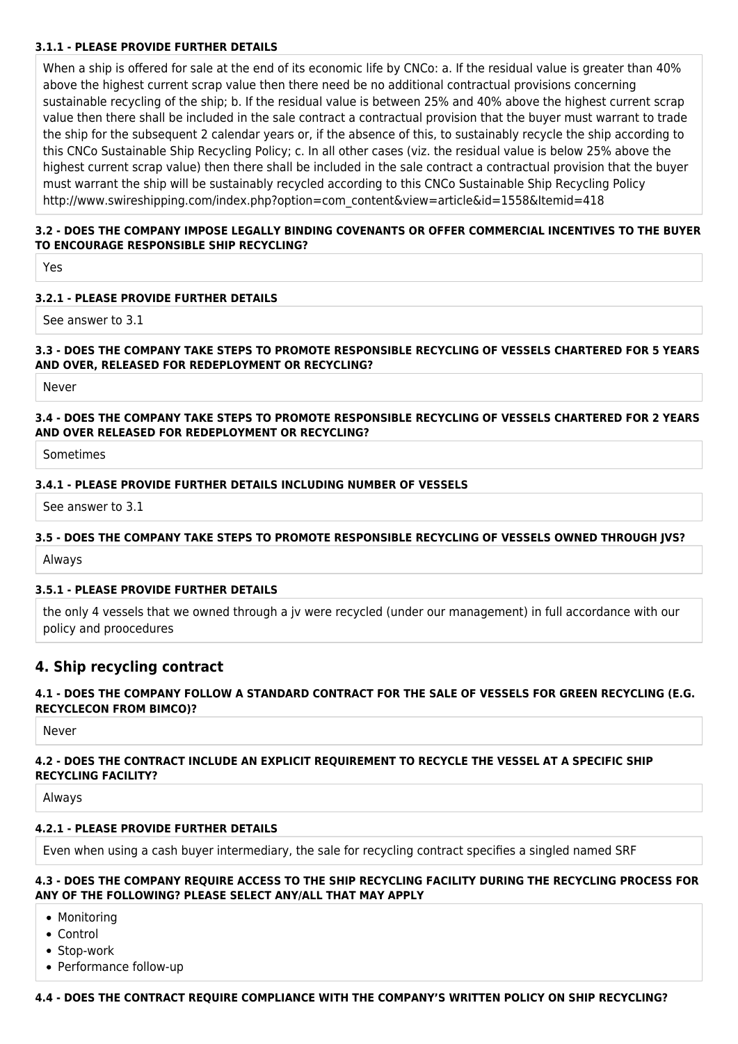#### 3.1.1 - PLEASE PROVIDE FURTHER DETAILS

When a ship is offered for sale at the end of its economic life by CNCo: a. If the residual value is greater than 40% above the highest current scrap value then there need be no additional contractual provisions concerning sustainable recycling of the ship; b. If the residual value is between 25% and 40% above the highest current scrap value then there shall be included in the sale contract a contractual provision that the buyer must warrant to trade the ship for the subsequent 2 calendar years or, if the absence of this, to sustainably recycle the ship according to this CNCo Sustainable Ship Recycling Policy; c. In all other cases (viz. the residual value is below 25% above the highest current scrap value) then there shall be included in the sale contract a contractual provision that the buyer must warrant the ship will be sustainably recycled according to this CNCo Sustainable Ship Recycling Policy http://www.swireshipping.com/index.php?option=com_content&view=article&id=1558&Itemid=418

#### 3.2 - DOES THE COMPANY IMPOSE LEGALLY BINDING COVENANTS OR OFFER COMMERCIAL INCENTIVES TO THE BUYER TO ENCOURAGE RESPONSIBLE SHIP RECYCLING?

Yes

#### 3.2.1 - PLEASE PROVIDE FURTHER DETAILS

See answer to 3.1

#### 3.3 - DOES THE COMPANY TAKE STEPS TO PROMOTE RESPONSIBLE RECYCLING OF VESSELS CHARTERED FOR 5 YEARS AND OVER, RELEASED FOR REDEPLOYMENT OR RECYCLING?

Never

#### 3.4 - DOES THE COMPANY TAKE STEPS TO PROMOTE RESPONSIBLE RECYCLING OF VESSELS CHARTERED FOR 2 YEARS AND OVER RELEASED FOR REDEPLOYMENT OR RECYCLING?

Sometimes

#### 3.4.1 - PLEASE PROVIDE FURTHER DETAILS INCLUDING NUMBER OF VESSELS

See answer to 3.1

#### 3.5 - DOES THE COMPANY TAKE STEPS TO PROMOTE RESPONSIBLE RECYCLING OF VESSELS OWNED THROUGH JVS?

Always

#### 3.5.1 - PLEASE PROVIDE FURTHER DETAILS

the only 4 vessels that we owned through a jv were recycled (under our management) in full accordance with our policy and proocedures

## 4. Ship recycling contract

#### 4.1 - DOES THE COMPANY FOLLOW A STANDARD CONTRACT FOR THE SALE OF VESSELS FOR GREEN RECYCLING (E.G. RECYCLECON FROM BIMCO)?

Never

#### 4.2 - DOES THE CONTRACT INCLUDE AN EXPLICIT REQUIREMENT TO RECYCLE THE VESSEL AT A SPECIFIC SHIP RECYCLING FACILITY?

Always

#### 4.2.1 - PLEASE PROVIDE FURTHER DETAILS

Even when using a cash buyer intermediary, the sale for recycling contract specifies a singled named SRF

#### 4.3 - DOES THE COMPANY REQUIRE ACCESS TO THE SHIP RECYCLING FACILITY DURING THE RECYCLING PROCESS FOR ANY OF THE FOLLOWING? PLEASE SELECT ANY/ALL THAT MAY APPLY

- Monitoring
- Control
- Stop-work
- Performance follow-up

#### 4.4 - DOES THE CONTRACT REQUIRE COMPLIANCE WITH THE COMPANY'S WRITTEN POLICY ON SHIP RECYCLING?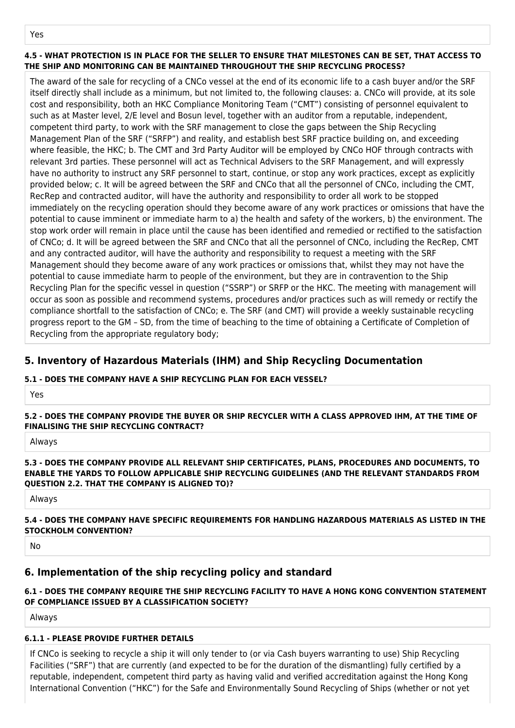Yes

#### 4.5 - WHAT PROTECTION IS IN PLACE FOR THE SELLER TO ENSURE THAT MILESTONES CAN BE SET, THAT ACCESS TO THE SHIP AND MONITORING CAN BE MAINTAINED THROUGHOUT THE SHIP RECYCLING PROCESS?

The award of the sale for recycling of a CNCo vessel at the end of its economic life to a cash buyer and/or the SRF itself directly shall include as a minimum, but not limited to, the following clauses: a. CNCo will provide, at its sole cost and responsibility, both an HKC Compliance Monitoring Team ("CMT") consisting of personnel equivalent to such as at Master level, 2/E level and Bosun level, together with an auditor from a reputable, independent, competent third party, to work with the SRF management to close the gaps between the Ship Recycling Management Plan of the SRF ("SRFP") and reality, and establish best SRF practice building on, and exceeding where feasible, the HKC; b. The CMT and 3rd Party Auditor will be employed by CNCo HOF through contracts with relevant 3rd parties. These personnel will act as Technical Advisers to the SRF Management, and will expressly have no authority to instruct any SRF personnel to start, continue, or stop any work practices, except as explicitly provided below; c. It will be agreed between the SRF and CNCo that all the personnel of CNCo, including the CMT, RecRep and contracted auditor, will have the authority and responsibility to order all work to be stopped immediately on the recycling operation should they become aware of any work practices or omissions that have the potential to cause imminent or immediate harm to a) the health and safety of the workers, b) the environment. The stop work order will remain in place until the cause has been identified and remedied or rectified to the satisfaction of CNCo; d. It will be agreed between the SRF and CNCo that all the personnel of CNCo, including the RecRep, CMT and any contracted auditor, will have the authority and responsibility to request a meeting with the SRF Management should they become aware of any work practices or omissions that, whilst they may not have the potential to cause immediate harm to people of the environment, but they are in contravention to the Ship Recycling Plan for the specific vessel in question ("SSRP") or SRFP or the HKC. The meeting with management will occur as soon as possible and recommend systems, procedures and/or practices such as will remedy or rectify the compliance shortfall to the satisfaction of CNCo; e. The SRF (and CMT) will provide a weekly sustainable recycling progress report to the GM – SD, from the time of beaching to the time of obtaining a Certificate of Completion of Recycling from the appropriate regulatory body;

## 5. Inventory of Hazardous Materials (IHM) and Ship Recycling Documentation

#### 5.1 - DOES THE COMPANY HAVE A SHIP RECYCLING PLAN FOR EACH VESSEL?

Yes

#### 5.2 - DOES THE COMPANY PROVIDE THE BUYER OR SHIP RECYCLER WITH A CLASS APPROVED IHM, AT THE TIME OF FINALISING THE SHIP RECYCLING CONTRACT?

Always

#### 5.3 - DOES THE COMPANY PROVIDE ALL RELEVANT SHIP CERTIFICATES, PLANS, PROCEDURES AND DOCUMENTS, TO ENABLE THE YARDS TO FOLLOW APPLICABLE SHIP RECYCLING GUIDELINES (AND THE RELEVANT STANDARDS FROM QUESTION 2.2. THAT THE COMPANY IS ALIGNED TO)?

Always

#### 5.4 - DOES THE COMPANY HAVE SPECIFIC REQUIREMENTS FOR HANDLING HAZARDOUS MATERIALS AS LISTED IN THE STOCKHOLM CONVENTION?

No

## 6. Implementation of the ship recycling policy and standard

#### 6.1 - DOES THE COMPANY REQUIRE THE SHIP RECYCLING FACILITY TO HAVE A HONG KONG CONVENTION STATEMENT OF COMPLIANCE ISSUED BY A CLASSIFICATION SOCIETY?

Always

#### 6.1.1 - PLEASE PROVIDE FURTHER DETAILS

If CNCo is seeking to recycle a ship it will only tender to (or via Cash buyers warranting to use) Ship Recycling Facilities ("SRF") that are currently (and expected to be for the duration of the dismantling) fully certified by a reputable, independent, competent third party as having valid and verified accreditation against the Hong Kong International Convention ("HKC") for the Safe and Environmentally Sound Recycling of Ships (whether or not yet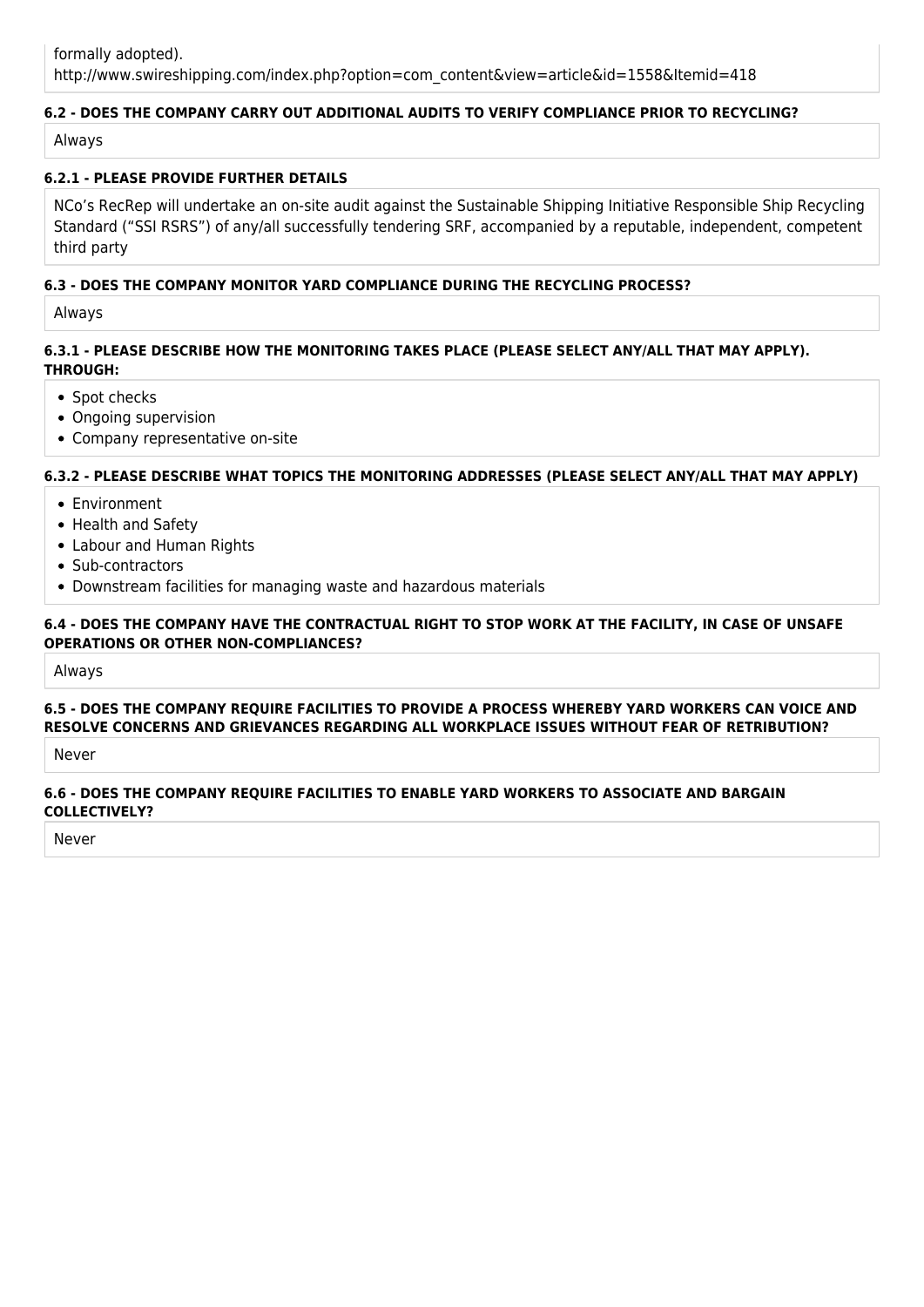formally adopted).
http://www.swireshipping.com/index.php?option=com_content&view=article&id=1558&Itemid=418

**6.2 - DOES THE COMPANY CARRY OUT ADDITIONAL AUDITS TO VERIFY COMPLIANCE PRIOR TO RECYCLING?**

Always

**6.2.1 - PLEASE PROVIDE FURTHER DETAILS**

NCo's RecRep will undertake an on-site audit against the Sustainable Shipping Initiative Responsible Ship Recycling Standard ("SSI RSRS") of any/all successfully tendering SRF, accompanied by a reputable, independent, competent third party

**6.3 - DOES THE COMPANY MONITOR YARD COMPLIANCE DURING THE RECYCLING PROCESS?**

Always

**6.3.1 - PLEASE DESCRIBE HOW THE MONITORING TAKES PLACE (PLEASE SELECT ANY/ALL THAT MAY APPLY). THROUGH:**

- Spot checks
- Ongoing supervision
- Company representative on-site

**6.3.2 - PLEASE DESCRIBE WHAT TOPICS THE MONITORING ADDRESSES (PLEASE SELECT ANY/ALL THAT MAY APPLY)**

- Environment
- Health and Safety
- Labour and Human Rights
- Sub-contractors
- Downstream facilities for managing waste and hazardous materials

**6.4 - DOES THE COMPANY HAVE THE CONTRACTUAL RIGHT TO STOP WORK AT THE FACILITY, IN CASE OF UNSAFE OPERATIONS OR OTHER NON-COMPLIANCES?**

Always

**6.5 - DOES THE COMPANY REQUIRE FACILITIES TO PROVIDE A PROCESS WHEREBY YARD WORKERS CAN VOICE AND RESOLVE CONCERNS AND GRIEVANCES REGARDING ALL WORKPLACE ISSUES WITHOUT FEAR OF RETRIBUTION?**

Never

**6.6 - DOES THE COMPANY REQUIRE FACILITIES TO ENABLE YARD WORKERS TO ASSOCIATE AND BARGAIN COLLECTIVELY?**

Never